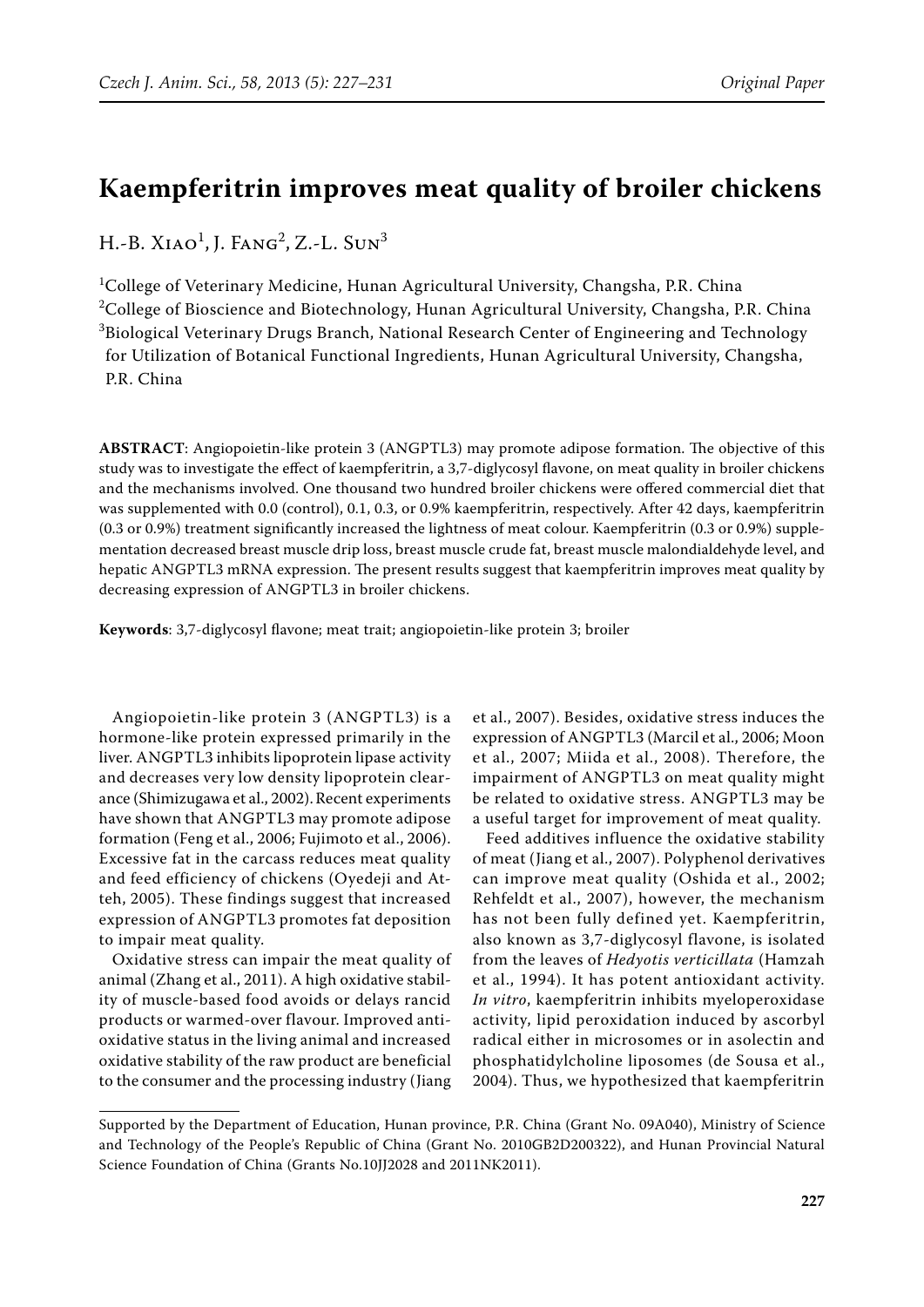# Kaempferitrin improves meat quality of broiler chickens

H.-B. Xiao[1], J. Fang[2], Z.-L. Sun[3]

[1]College of Veterinary Medicine, Hunan Agricultural University, Changsha, P.R. China
[2]College of Bioscience and Biotechnology, Hunan Agricultural University, Changsha, P.R. China
[3]Biological Veterinary Drugs Branch, National Research Center of Engineering and Technology for Utilization of Botanical Functional Ingredients, Hunan Agricultural University, Changsha, P.R. China

**ABSTRACT**: Angiopoietin-like protein 3 (ANGPTL3) may promote adipose formation. The objective of this study was to investigate the effect of kaempferitrin, a 3,7-diglycosyl flavone, on meat quality in broiler chickens and the mechanisms involved. One thousand two hundred broiler chickens were offered commercial diet that was supplemented with 0.0 (control), 0.1, 0.3, or 0.9% kaempferitrin, respectively. After 42 days, kaempferitrin (0.3 or 0.9%) treatment significantly increased the lightness of meat colour. Kaempferitrin (0.3 or 0.9%) supplementation decreased breast muscle drip loss, breast muscle crude fat, breast muscle malondialdehyde level, and hepatic ANGPTL3 mRNA expression. The present results suggest that kaempferitrin improves meat quality by decreasing expression of ANGPTL3 in broiler chickens.

**Keywords**: 3,7-diglycosyl flavone; meat trait; angiopoietin-like protein 3; broiler

Angiopoietin-like protein 3 (ANGPTL3) is a hormone-like protein expressed primarily in the liver. ANGPTL3 inhibits lipoprotein lipase activity and decreases very low density lipoprotein clearance (Shimizugawa et al., 2002). Recent experiments have shown that ANGPTL3 may promote adipose formation (Feng et al., 2006; Fujimoto et al., 2006). Excessive fat in the carcass reduces meat quality and feed efficiency of chickens (Oyedeji and Atteh, 2005). These findings suggest that increased expression of ANGPTL3 promotes fat deposition to impair meat quality.

Oxidative stress can impair the meat quality of animal (Zhang et al., 2011). A high oxidative stability of muscle-based food avoids or delays rancid products or warmed-over flavour. Improved antioxidative status in the living animal and increased oxidative stability of the raw product are beneficial to the consumer and the processing industry (Jiang et al., 2007). Besides, oxidative stress induces the expression of ANGPTL3 (Marcil et al., 2006; Moon et al., 2007; Miida et al., 2008). Therefore, the impairment of ANGPTL3 on meat quality might be related to oxidative stress. ANGPTL3 may be a useful target for improvement of meat quality.

Feed additives influence the oxidative stability of meat (Jiang et al., 2007). Polyphenol derivatives can improve meat quality (Oshida et al., 2002; Rehfeldt et al., 2007), however, the mechanism has not been fully defined yet. Kaempferitrin, also known as 3,7-diglycosyl flavone, is isolated from the leaves of *Hedyotis verticillata* (Hamzah et al., 1994). It has potent antioxidant activity. *In vitro*, kaempferitrin inhibits myeloperoxidase activity, lipid peroxidation induced by ascorbyl radical either in microsomes or in asolectin and phosphatidylcholine liposomes (de Sousa et al., 2004). Thus, we hypothesized that kaempferitrin

Supported by the Department of Education, Hunan province, P.R. China (Grant No. 09A040), Ministry of Science and Technology of the People's Republic of China (Grant No. 2010GB2D200322), and Hunan Provincial Natural Science Foundation of China (Grants No.10JJ2028 and 2011NK2011).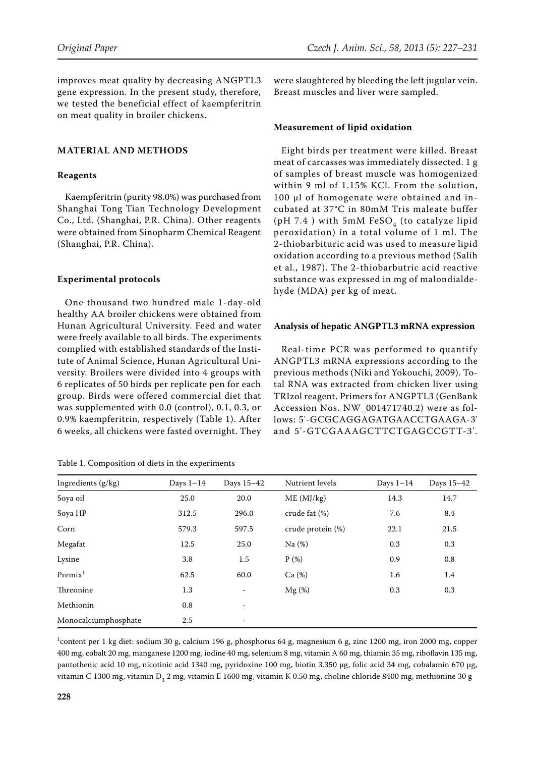improves meat quality by decreasing ANGPTL3 gene expression. In the present study, therefore, we tested the beneficial effect of kaempferitrin on meat quality in broiler chickens.

## MATERIAL AND METHODS

### Reagents

Kaempferitrin (purity 98.0%) was purchased from Shanghai Tong Tian Technology Development Co., Ltd. (Shanghai, P.R. China). Other reagents were obtained from Sinopharm Chemical Reagent (Shanghai, P.R. China).

### Experimental protocols

One thousand two hundred male 1-day-old healthy AA broiler chickens were obtained from Hunan Agricultural University. Feed and water were freely available to all birds. The experiments complied with established standards of the Institute of Animal Science, Hunan Agricultural University. Broilers were divided into 4 groups with 6 replicates of 50 birds per replicate pen for each group. Birds were offered commercial diet that was supplemented with 0.0 (control), 0.1, 0.3, or 0.9% kaempferitrin, respectively (Table 1). After 6 weeks, all chickens were fasted overnight. They were slaughtered by bleeding the left jugular vein. Breast muscles and liver were sampled.

### Measurement of lipid oxidation

Eight birds per treatment were killed. Breast meat of carcasses was immediately dissected. 1 g of samples of breast muscle was homogenized within 9 ml of 1.15% KCl. From the solution, 100 μl of homogenate were obtained and incubated at 37°C in 80mM Tris maleate buffer (pH 7.4 ) with 5mM $FeSO_4$ (to catalyze lipid peroxidation) in a total volume of 1 ml. The 2-thiobarbituric acid was used to measure lipid oxidation according to a previous method (Salih et al., 1987). The 2-thiobarbutric acid reactive substance was expressed in mg of malondialdehyde (MDA) per kg of meat.

### Analysis of hepatic ANGPTL3 mRNA expression

Real-time PCR was performed to quantify ANGPTL3 mRNA expressions according to the previous methods (Niki and Yokouchi, 2009). Total RNA was extracted from chicken liver using TRIzol reagent. Primers for ANGPTL3 (GenBank Accession Nos. NW_001471740.2) were as follows: 5'-GCGCAGGAGATGAACCTGAAGA-3' and 5'-GTCGAAAGCTTCTGAGCCGTT-3'.

Table 1. Composition of diets in the experiments

| Ingredients (g/kg) | Days 1–14 | Days 15–42 | Nutrient levels | Days 1–14 | Days 15–42 |
|---|---|---|---|---|---|
| Soya oil | 25.0 | 20.0 | ME (MJ/kg) | 14.3 | 14.7 |
| Soya HP | 312.5 | 296.0 | crude fat (%) | 7.6 | 8.4 |
| Corn | 579.3 | 597.5 | crude protein (%) | 22.1 | 21.5 |
| Megafat | 12.5 | 25.0 | Na (%) | 0.3 | 0.3 |
| Lysine | 3.8 | 1.5 | P (%) | 0.9 | 0.8 |
| Premix[1] | 62.5 | 60.0 | Ca (%) | 1.6 | 1.4 |
| Threonine | 1.3 | - | Mg (%) | 0.3 | 0.3 |
| Methionin | 0.8 | - | | | |
| Monocalciumphosphate | 2.5 | - | | | |

[1]content per 1 kg diet: sodium 30 g, calcium 196 g, phosphorus 64 g, magnesium 6 g, zinc 1200 mg, iron 2000 mg, copper 400 mg, cobalt 20 mg, manganese 1200 mg, iodine 40 mg, selenium 8 mg, vitamin A 60 mg, thiamin 35 mg, riboflavin 135 mg, pantothenic acid 10 mg, nicotinic acid 1340 mg, pyridoxine 100 mg, biotin 3.350 μg, folic acid 34 mg, cobalamin 670 μg, vitamin C 1300 mg, vitamin $D_3$ 2 mg, vitamin E 1600 mg, vitamin K 0.50 mg, choline chloride 8400 mg, methionine 30 g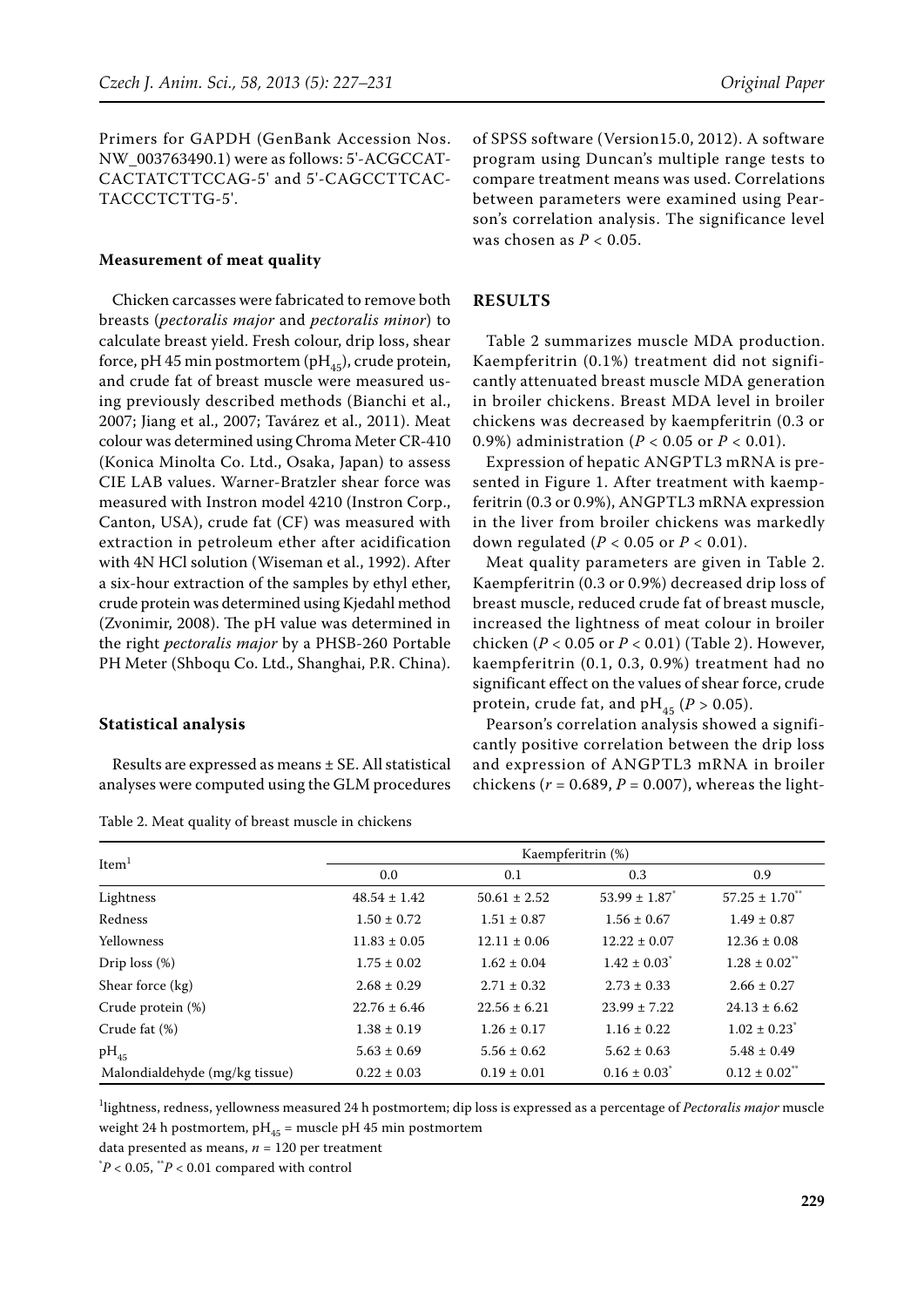Primers for GAPDH (GenBank Accession Nos. NW_003763490.1) were as follows: 5'-ACGCCATCACTATCTTCCAG-5' and 5'-CAGCCTTCACTACCCTCTTG-5'.

#### Measurement of meat quality

Chicken carcasses were fabricated to remove both breasts (*pectoralis major* and *pectoralis minor*) to calculate breast yield. Fresh colour, drip loss, shear force, pH 45 min postmortem ($pH_{45}$), crude protein, and crude fat of breast muscle were measured using previously described methods (Bianchi et al., 2007; Jiang et al., 2007; Tavárez et al., 2011). Meat colour was determined using Chroma Meter CR-410 (Konica Minolta Co. Ltd., Osaka, Japan) to assess CIE LAB values. Warner-Bratzler shear force was measured with Instron model 4210 (Instron Corp., Canton, USA), crude fat (CF) was measured with extraction in petroleum ether after acidification with 4N HCl solution (Wiseman et al., 1992). After a six-hour extraction of the samples by ethyl ether, crude protein was determined using Kjedahl method (Zvonimir, 2008). The pH value was determined in the right *pectoralis major* by a PHSB-260 Portable PH Meter (Shboqu Co. Ltd., Shanghai, P.R. China).

#### Statistical analysis

Results are expressed as means ± SE. All statistical analyses were computed using the GLM procedures of SPSS software (Version15.0, 2012). A software program using Duncan's multiple range tests to compare treatment means was used. Correlations between parameters were examined using Pearson's correlation analysis. The significance level was chosen as $P < 0.05$.

## RESULTS

Table 2 summarizes muscle MDA production. Kaempferitrin (0.1%) treatment did not significantly attenuated breast muscle MDA generation in broiler chickens. Breast MDA level in broiler chickens was decreased by kaempferitrin (0.3 or 0.9%) administration ($P < 0.05$ or $P < 0.01$).

Expression of hepatic ANGPTL3 mRNA is presented in Figure 1. After treatment with kaempferitrin (0.3 or 0.9%), ANGPTL3 mRNA expression in the liver from broiler chickens was markedly down regulated ($P < 0.05$ or $P < 0.01$).

Meat quality parameters are given in Table 2. Kaempferitrin (0.3 or 0.9%) decreased drip loss of breast muscle, reduced crude fat of breast muscle, increased the lightness of meat colour in broiler chicken ($P < 0.05$ or $P < 0.01$) (Table 2). However, kaempferitrin (0.1, 0.3, 0.9%) treatment had no significant effect on the values of shear force, crude protein, crude fat, and $pH_{45}$ ($P > 0.05$).

Pearson's correlation analysis showed a significantly positive correlation between the drip loss and expression of ANGPTL3 mRNA in broiler chickens ($r = 0.689$, $P = 0.007$), whereas the light-

Table 2. Meat quality of breast muscle in chickens

| Item[1] | Kaempferitrin (%) | | | |
|---|---|---|---|---|
| | 0.0 | 0.1 | 0.3 | 0.9 |
| Lightness | 48.54 ± 1.42 | 50.61 ± 2.52 | 53.99 ± 1.87* | 57.25 ± 1.70** |
| Redness | 1.50 ± 0.72 | 1.51 ± 0.87 | 1.56 ± 0.67 | 1.49 ± 0.87 |
| Yellowness | 11.83 ± 0.05 | 12.11 ± 0.06 | 12.22 ± 0.07 | 12.36 ± 0.08 |
| Drip loss (%) | 1.75 ± 0.02 | 1.62 ± 0.04 | 1.42 ± 0.03* | 1.28 ± 0.02** |
| Shear force (kg) | 2.68 ± 0.29 | 2.71 ± 0.32 | 2.73 ± 0.33 | 2.66 ± 0.27 |
| Crude protein (%) | 22.76 ± 6.46 | 22.56 ± 6.21 | 23.99 ± 7.22 | 24.13 ± 6.62 |
| Crude fat (%) | 1.38 ± 0.19 | 1.26 ± 0.17 | 1.16 ± 0.22 | 1.02 ± 0.23* |
| $pH_{45}$ | 5.63 ± 0.69 | 5.56 ± 0.62 | 5.62 ± 0.63 | 5.48 ± 0.49 |
| Malondialdehyde (mg/kg tissue) | 0.22 ± 0.03 | 0.19 ± 0.01 | 0.16 ± 0.03* | 0.12 ± 0.02** |

[1]lightness, redness, yellowness measured 24 h postmortem; dip loss is expressed as a percentage of *Pectoralis major* muscle weight 24 h postmortem, $pH_{45}$ = muscle pH 45 min postmortem

data presented as means, $n = 120$ per treatment

*$P < 0.05$, **$P < 0.01$ compared with control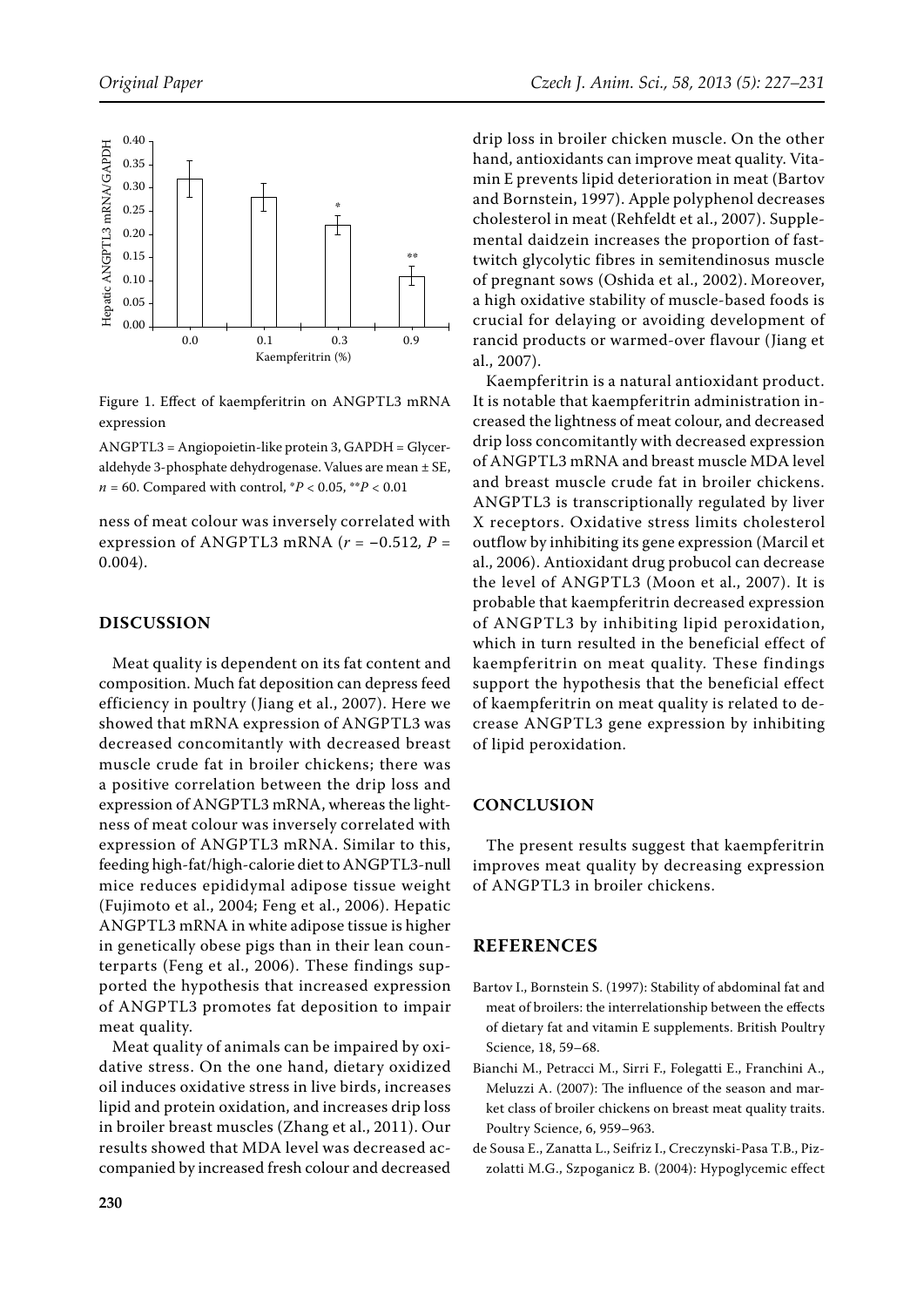Figure 1. Effect of kaempferitrin on ANGPTL3 mRNA expression

ANGPTL3 = Angiopoietin-like protein 3, GAPDH = Glyceraldehyde 3-phosphate dehydrogenase. Values are mean ± SE, $n = 60$. Compared with control, \*$P < 0.05$, \*\*$P < 0.01$

ness of meat colour was inversely correlated with expression of ANGPTL3 mRNA ($r = -0.512$, $P = 0.004$).

## DISCUSSION

Meat quality is dependent on its fat content and composition. Much fat deposition can depress feed efficiency in poultry (Jiang et al., 2007). Here we showed that mRNA expression of ANGPTL3 was decreased concomitantly with decreased breast muscle crude fat in broiler chickens; there was a positive correlation between the drip loss and expression of ANGPTL3 mRNA, whereas the lightness of meat colour was inversely correlated with expression of ANGPTL3 mRNA. Similar to this, feeding high-fat/high-calorie diet to ANGPTL3-null mice reduces epididymal adipose tissue weight (Fujimoto et al., 2004; Feng et al., 2006). Hepatic ANGPTL3 mRNA in white adipose tissue is higher in genetically obese pigs than in their lean counterparts (Feng et al., 2006). These findings supported the hypothesis that increased expression of ANGPTL3 promotes fat deposition to impair meat quality.

Meat quality of animals can be impaired by oxidative stress. On the one hand, dietary oxidized oil induces oxidative stress in live birds, increases lipid and protein oxidation, and increases drip loss in broiler breast muscles (Zhang et al., 2011). Our results showed that MDA level was decreased accompanied by increased fresh colour and decreased drip loss in broiler chicken muscle. On the other hand, antioxidants can improve meat quality. Vitamin E prevents lipid deterioration in meat (Bartov and Bornstein, 1997). Apple polyphenol decreases cholesterol in meat (Rehfeldt et al., 2007). Supplemental daidzein increases the proportion of fast-twitch glycolytic fibres in semitendinosus muscle of pregnant sows (Oshida et al., 2002). Moreover, a high oxidative stability of muscle-based foods is crucial for delaying or avoiding development of rancid products or warmed-over flavour (Jiang et al., 2007).

Kaempferitrin is a natural antioxidant product. It is notable that kaempferitrin administration increased the lightness of meat colour, and decreased drip loss concomitantly with decreased expression of ANGPTL3 mRNA and breast muscle MDA level and breast muscle crude fat in broiler chickens. ANGPTL3 is transcriptionally regulated by liver X receptors. Oxidative stress limits cholesterol outflow by inhibiting its gene expression (Marcil et al., 2006). Antioxidant drug probucol can decrease the level of ANGPTL3 (Moon et al., 2007). It is probable that kaempferitrin decreased expression of ANGPTL3 by inhibiting lipid peroxidation, which in turn resulted in the beneficial effect of kaempferitrin on meat quality. These findings support the hypothesis that the beneficial effect of kaempferitrin on meat quality is related to decrease ANGPTL3 gene expression by inhibiting of lipid peroxidation.

## CONCLUSION

The present results suggest that kaempferitrin improves meat quality by decreasing expression of ANGPTL3 in broiler chickens.

## REFERENCES

Bartov I., Bornstein S. (1997): Stability of abdominal fat and meat of broilers: the interrelationship between the effects of dietary fat and vitamin E supplements. British Poultry Science, 18, 59–68.

Bianchi M., Petracci M., Sirri F., Folegatti E., Franchini A., Meluzzi A. (2007): The influence of the season and market class of broiler chickens on breast meat quality traits. Poultry Science, 6, 959–963.

de Sousa E., Zanatta L., Seifriz I., Creczynski-Pasa T.B., Pizzolatti M.G., Szpoganicz B. (2004): Hypoglycemic effect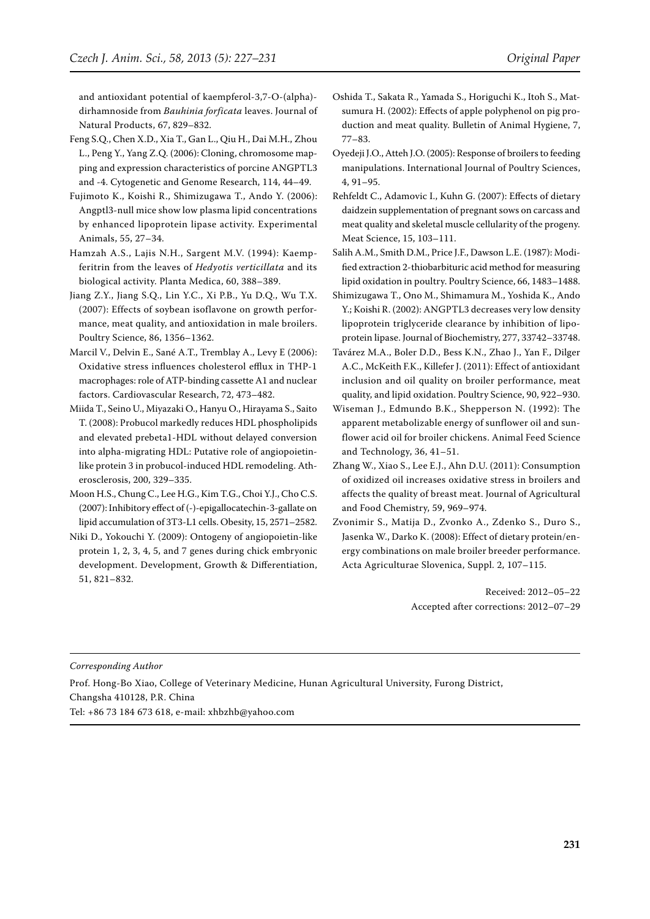and antioxidant potential of kaempferol-3,7-O-(alpha)-dirhamnoside from *Bauhinia forficata* leaves. Journal of Natural Products, 67, 829–832.

Feng S.Q., Chen X.D., Xia T., Gan L., Qiu H., Dai M.H., Zhou L., Peng Y., Yang Z.Q. (2006): Cloning, chromosome mapping and expression characteristics of porcine ANGPTL3 and -4. Cytogenetic and Genome Research, 114, 44–49.

Fujimoto K., Koishi R., Shimizugawa T., Ando Y. (2006): Angptl3-null mice show low plasma lipid concentrations by enhanced lipoprotein lipase activity. Experimental Animals, 55, 27–34.

Hamzah A.S., Lajis N.H., Sargent M.V. (1994): Kaempferitrin from the leaves of *Hedyotis verticillata* and its biological activity. Planta Medica, 60, 388–389.

Jiang Z.Y., Jiang S.Q., Lin Y.C., Xi P.B., Yu D.Q., Wu T.X. (2007): Effects of soybean isoflavone on growth performance, meat quality, and antioxidation in male broilers. Poultry Science, 86, 1356–1362.

Marcil V., Delvin E., Sané A.T., Tremblay A., Levy E (2006): Oxidative stress influences cholesterol efflux in THP-1 macrophages: role of ATP-binding cassette A1 and nuclear factors. Cardiovascular Research, 72, 473–482.

Miida T., Seino U., Miyazaki O., Hanyu O., Hirayama S., Saito T. (2008): Probucol markedly reduces HDL phospholipids and elevated prebeta1-HDL without delayed conversion into alpha-migrating HDL: Putative role of angiopoietin-like protein 3 in probucol-induced HDL remodeling. Atherosclerosis, 200, 329–335.

Moon H.S., Chung C., Lee H.G., Kim T.G., Choi Y.J., Cho C.S. (2007): Inhibitory effect of (-)-epigallocatechin-3-gallate on lipid accumulation of 3T3-L1 cells. Obesity, 15, 2571–2582.

Niki D., Yokouchi Y. (2009): Ontogeny of angiopoietin-like protein 1, 2, 3, 4, 5, and 7 genes during chick embryonic development. Development, Growth & Differentiation, 51, 821–832.

Oshida T., Sakata R., Yamada S., Horiguchi K., Itoh S., Matsumura H. (2002): Effects of apple polyphenol on pig production and meat quality. Bulletin of Animal Hygiene, 7, 77–83.

Oyedeji J.O., Atteh J.O. (2005): Response of broilers to feeding manipulations. International Journal of Poultry Sciences, 4, 91–95.

Rehfeldt C., Adamovic I., Kuhn G. (2007): Effects of dietary daidzein supplementation of pregnant sows on carcass and meat quality and skeletal muscle cellularity of the progeny. Meat Science, 15, 103–111.

Salih A.M., Smith D.M., Price J.F., Dawson L.E. (1987): Modified extraction 2-thiobarbituric acid method for measuring lipid oxidation in poultry. Poultry Science, 66, 1483–1488.

Shimizugawa T., Ono M., Shimamura M., Yoshida K., Ando Y.; Koishi R. (2002): ANGPTL3 decreases very low density lipoprotein triglyceride clearance by inhibition of lipoprotein lipase. Journal of Biochemistry, 277, 33742–33748.

Tavárez M.A., Boler D.D., Bess K.N., Zhao J., Yan F., Dilger A.C., McKeith F.K., Killefer J. (2011): Effect of antioxidant inclusion and oil quality on broiler performance, meat quality, and lipid oxidation. Poultry Science, 90, 922–930.

Wiseman J., Edmundo B.K., Shepperson N. (1992): The apparent metabolizable energy of sunflower oil and sunflower acid oil for broiler chickens. Animal Feed Science and Technology, 36, 41–51.

Zhang W., Xiao S., Lee E.J., Ahn D.U. (2011): Consumption of oxidized oil increases oxidative stress in broilers and affects the quality of breast meat. Journal of Agricultural and Food Chemistry, 59, 969–974.

Zvonimir S., Matija D., Zvonko A., Zdenko S., Duro S., Jasenka W., Darko K. (2008): Effect of dietary protein/energy combinations on male broiler breeder performance. Acta Agriculturae Slovenica, Suppl. 2, 107–115.

Received: 2012–05–22
Accepted after corrections: 2012–07–29

*Corresponding Author*

Prof. Hong-Bo Xiao, College of Veterinary Medicine, Hunan Agricultural University, Furong District, Changsha 410128, P.R. China
Tel: +86 73 184 673 618, e-mail: xhbzhb@yahoo.com